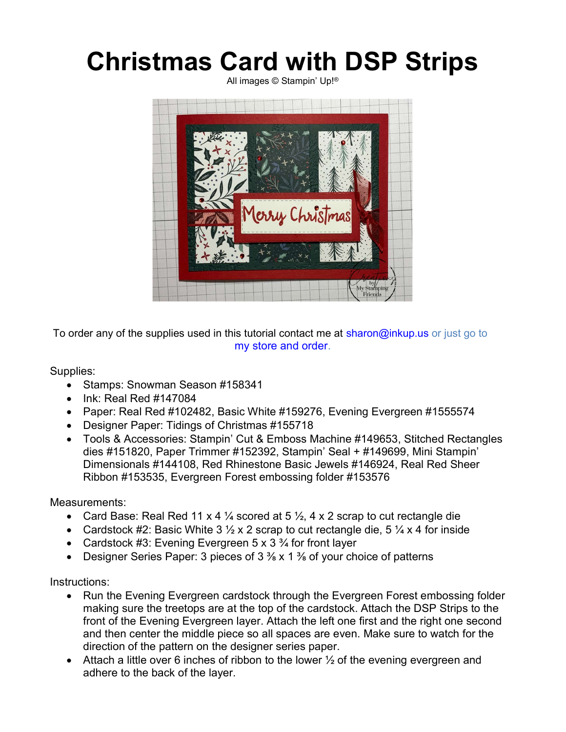# Christmas Card with DSP Strips

All images © Stampin' Up!®

To order any of the supplies used in this tutorial contact me at sharon@inkup.us or just go to my store and order.

Supplies:

- Stamps: Snowman Season #158341
- Ink: Real Red #147084
- Paper: Real Red #102482, Basic White #159276, Evening Evergreen #1555574
- Designer Paper: Tidings of Christmas #155718
- Tools & Accessories: Stampin' Cut & Emboss Machine #149653, Stitched Rectangles dies #151820, Paper Trimmer #152392, Stampin' Seal + #149699, Mini Stampin' Dimensionals #144108, Red Rhinestone Basic Jewels #146924, Real Red Sheer Ribbon #153535, Evergreen Forest embossing folder #153576

Measurements:

- Card Base: Real Red 11 x 4 ¼ scored at 5 ½, 4 x 2 scrap to cut rectangle die
- Cardstock #2: Basic White 3 ½ x 2 scrap to cut rectangle die, 5 ¼ x 4 for inside
- Cardstock #3: Evening Evergreen 5 x 3 ¾ for front layer
- Designer Series Paper: 3 pieces of 3 ⅜ x 1 ⅜ of your choice of patterns

Instructions:

- Run the Evening Evergreen cardstock through the Evergreen Forest embossing folder making sure the treetops are at the top of the cardstock. Attach the DSP Strips to the front of the Evening Evergreen layer. Attach the left one first and the right one second and then center the middle piece so all spaces are even. Make sure to watch for the direction of the pattern on the designer series paper.
- Attach a little over 6 inches of ribbon to the lower ½ of the evening evergreen and adhere to the back of the layer.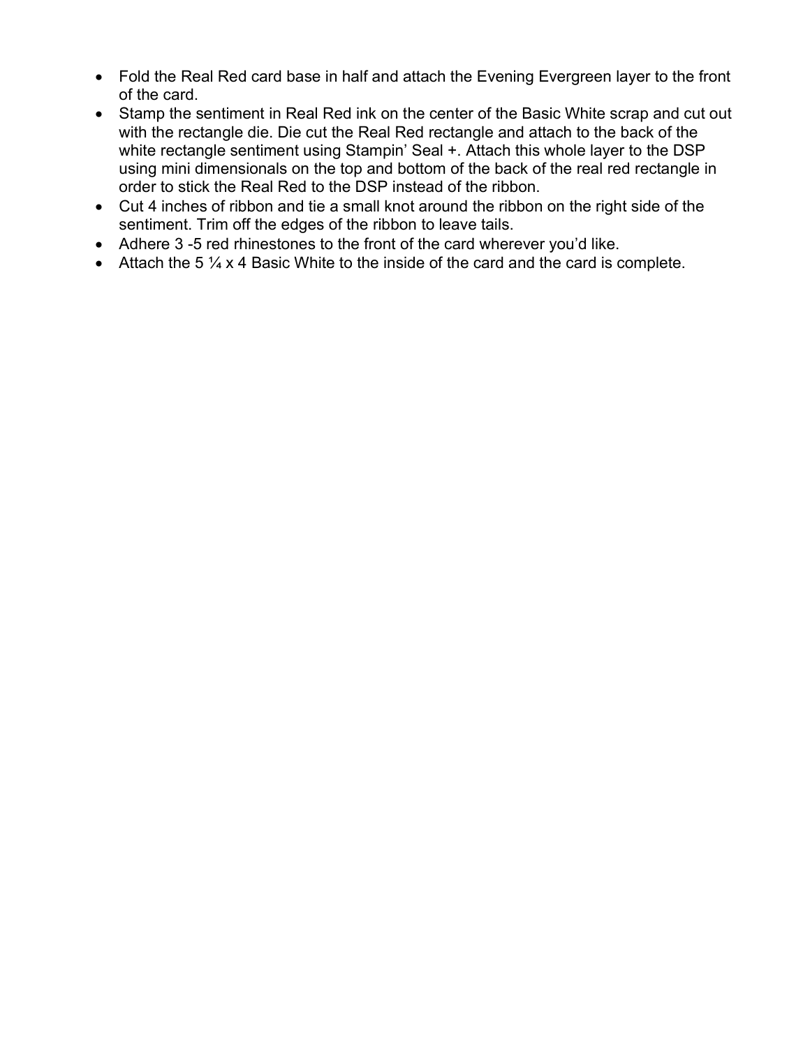- Fold the Real Red card base in half and attach the Evening Evergreen layer to the front of the card.
- Stamp the sentiment in Real Red ink on the center of the Basic White scrap and cut out with the rectangle die. Die cut the Real Red rectangle and attach to the back of the white rectangle sentiment using Stampin' Seal +. Attach this whole layer to the DSP using mini dimensionals on the top and bottom of the back of the real red rectangle in order to stick the Real Red to the DSP instead of the ribbon.
- Cut 4 inches of ribbon and tie a small knot around the ribbon on the right side of the sentiment. Trim off the edges of the ribbon to leave tails.
- Adhere 3 -5 red rhinestones to the front of the card wherever you'd like.
- Attach the 5 ¼ x 4 Basic White to the inside of the card and the card is complete.